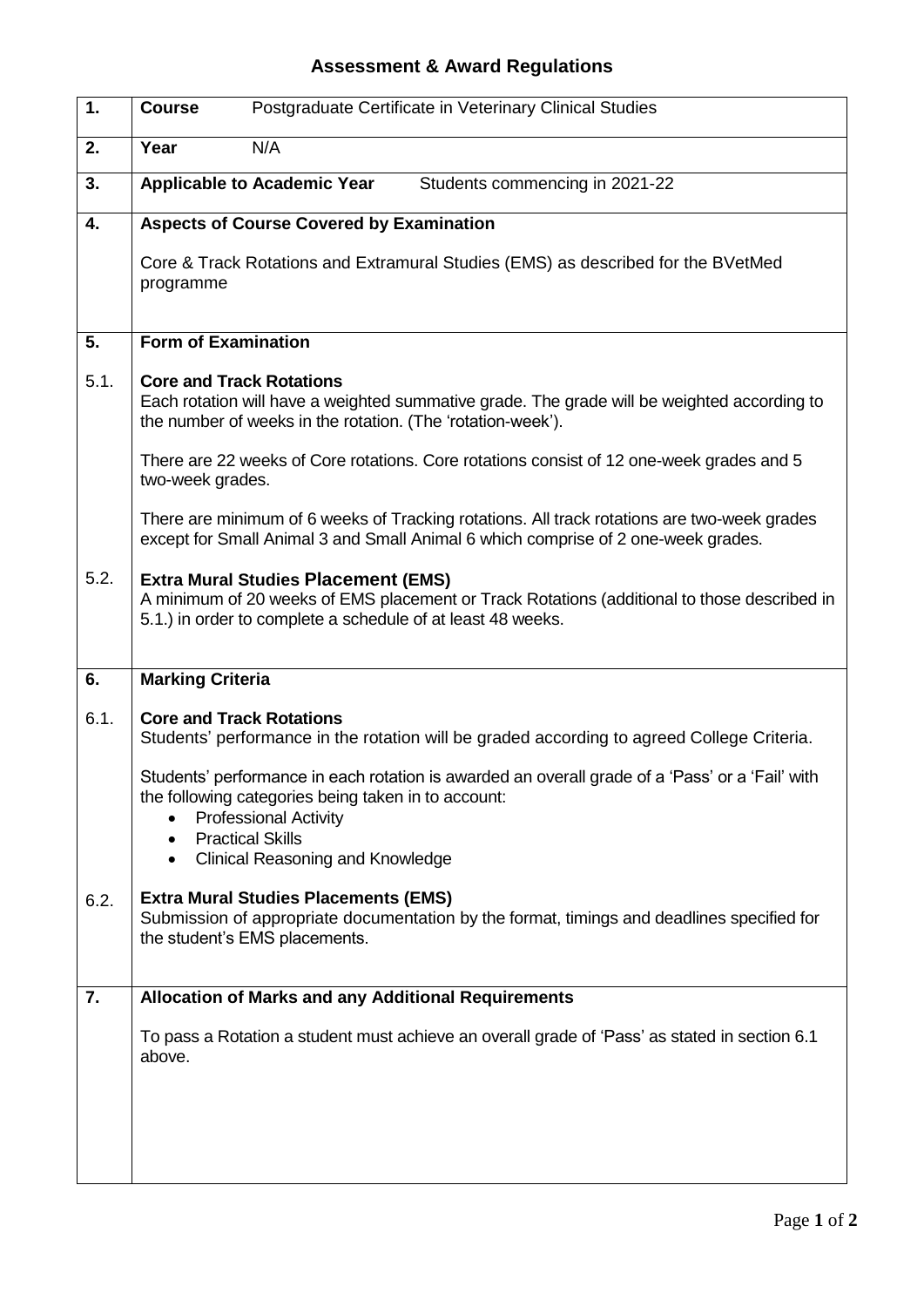# Assessment & Award Regulations

| | |
|---|---|
| **1.** | **Course** Postgraduate Certificate in Veterinary Clinical Studies |
| **2.** | **Year** N/A |
| **3.** | **Applicable to Academic Year** Students commencing in 2021-22 |
| **4.** | **Aspects of Course Covered by Examination**<br><br>Core & Track Rotations and Extramural Studies (EMS) as described for the BVetMed programme |
| **5.** | **Form of Examination** |
| 5.1. | **Core and Track Rotations**<br>Each rotation will have a weighted summative grade. The grade will be weighted according to the number of weeks in the rotation. (The 'rotation-week').<br><br>There are 22 weeks of Core rotations. Core rotations consist of 12 one-week grades and 5 two-week grades.<br><br>There are minimum of 6 weeks of Tracking rotations. All track rotations are two-week grades except for Small Animal 3 and Small Animal 6 which comprise of 2 one-week grades. |
| 5.2. | **Extra Mural Studies Placement (EMS)**<br>A minimum of 20 weeks of EMS placement or Track Rotations (additional to those described in 5.1.) in order to complete a schedule of at least 48 weeks. |
| **6.** | **Marking Criteria** |
| 6.1. | **Core and Track Rotations**<br>Students' performance in the rotation will be graded according to agreed College Criteria.<br><br>Students' performance in each rotation is awarded an overall grade of a 'Pass' or a 'Fail' with the following categories being taken in to account:<br>• Professional Activity<br>• Practical Skills<br>• Clinical Reasoning and Knowledge |
| 6.2. | **Extra Mural Studies Placements (EMS)**<br>Submission of appropriate documentation by the format, timings and deadlines specified for the student's EMS placements. |
| **7.** | **Allocation of Marks and any Additional Requirements**<br><br>To pass a Rotation a student must achieve an overall grade of 'Pass' as stated in section 6.1 above. |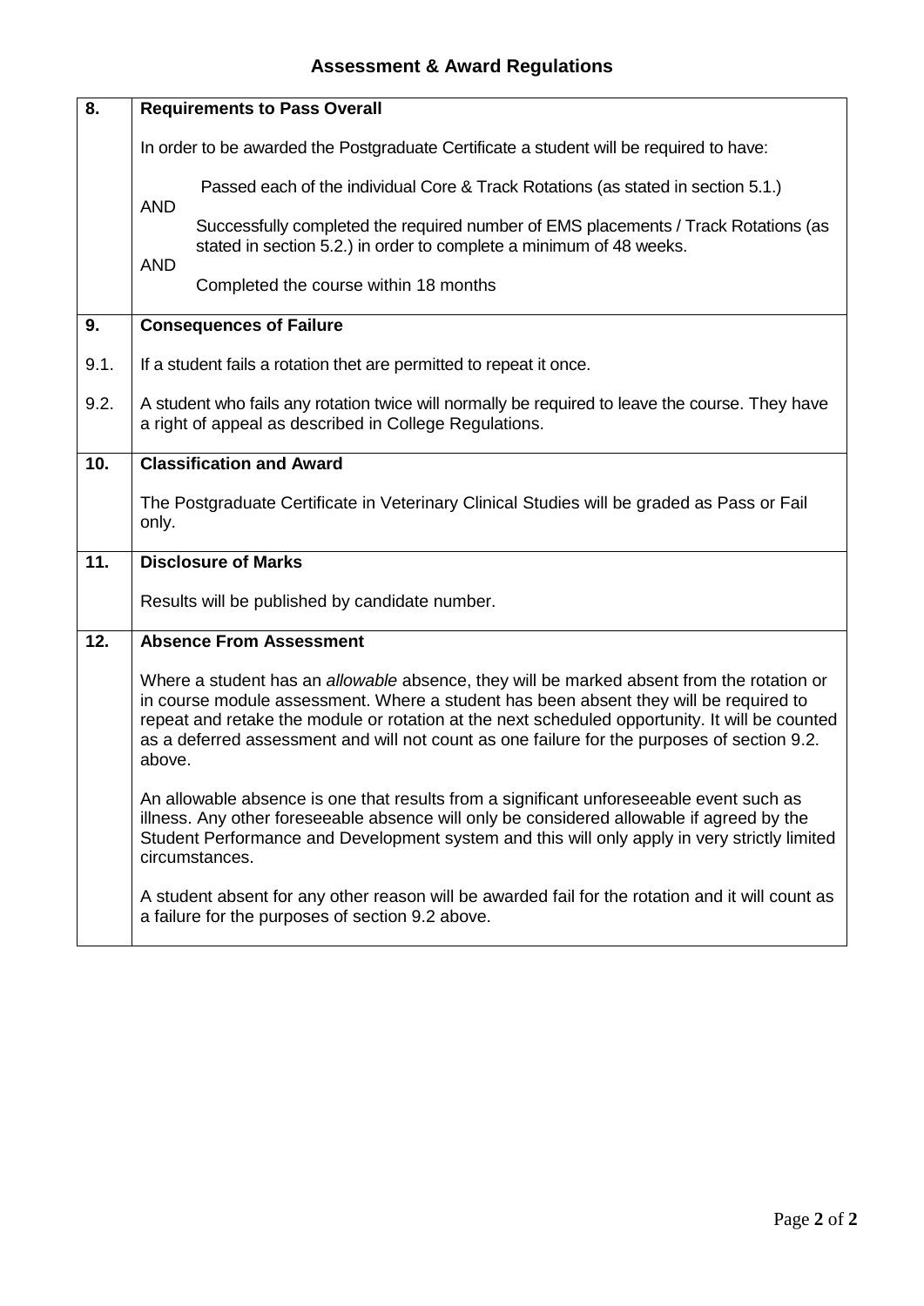## Assessment & Award Regulations

| | |
|---|---|
| **8.** | **Requirements to Pass Overall**<br><br>In order to be awarded the Postgraduate Certificate a student will be required to have:<br><br>Passed each of the individual Core & Track Rotations (as stated in section 5.1.)<br>AND<br>Successfully completed the required number of EMS placements / Track Rotations (as stated in section 5.2.) in order to complete a minimum of 48 weeks.<br>AND<br>Completed the course within 18 months |
| **9.** | **Consequences of Failure** |
| 9.1. | If a student fails a rotation thet are permitted to repeat it once. |
| 9.2. | A student who fails any rotation twice will normally be required to leave the course. They have a right of appeal as described in College Regulations. |
| **10.** | **Classification and Award**<br><br>The Postgraduate Certificate in Veterinary Clinical Studies will be graded as Pass or Fail only. |
| **11.** | **Disclosure of Marks**<br><br>Results will be published by candidate number. |
| **12.** | **Absence From Assessment**<br><br>Where a student has an *allowable* absence, they will be marked absent from the rotation or in course module assessment. Where a student has been absent they will be required to repeat and retake the module or rotation at the next scheduled opportunity. It will be counted as a deferred assessment and will not count as one failure for the purposes of section 9.2. above.<br><br>An allowable absence is one that results from a significant unforeseeable event such as illness. Any other foreseeable absence will only be considered allowable if agreed by the Student Performance and Development system and this will only apply in very strictly limited circumstances.<br><br>A student absent for any other reason will be awarded fail for the rotation and it will count as a failure for the purposes of section 9.2 above. |